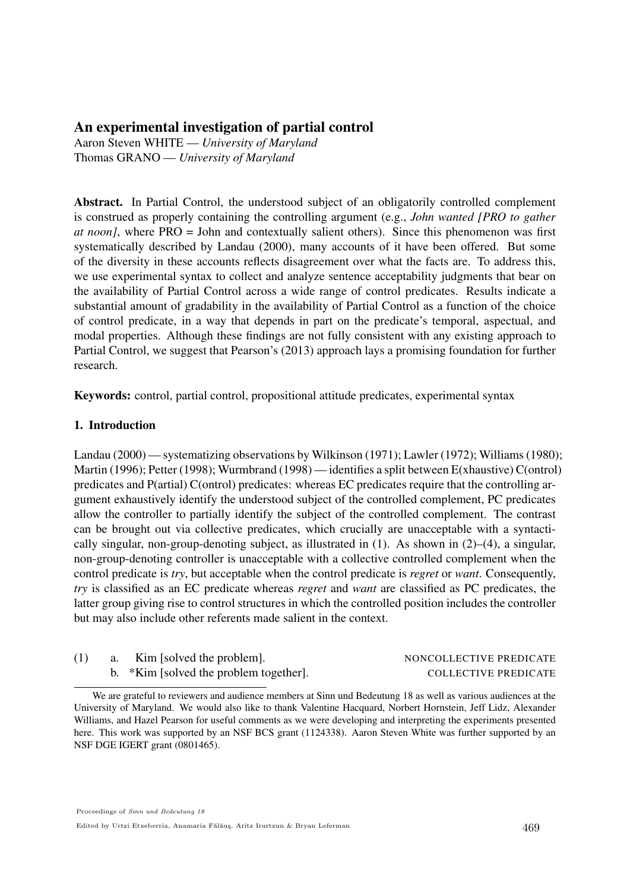# An experimental investigation of partial control

Aaron Steven WHITE — *University of Maryland*
Thomas GRANO — *University of Maryland*

**Abstract.** In Partial Control, the understood subject of an obligatorily controlled complement is construed as properly containing the controlling argument (e.g., *John wanted [PRO to gather at noon]*, where PRO = John and contextually salient others). Since this phenomenon was first systematically described by Landau (2000), many accounts of it have been offered. But some of the diversity in these accounts reflects disagreement over what the facts are. To address this, we use experimental syntax to collect and analyze sentence acceptability judgments that bear on the availability of Partial Control across a wide range of control predicates. Results indicate a substantial amount of gradability in the availability of Partial Control as a function of the choice of control predicate, in a way that depends in part on the predicate's temporal, aspectual, and modal properties. Although these findings are not fully consistent with any existing approach to Partial Control, we suggest that Pearson's (2013) approach lays a promising foundation for further research.

**Keywords:** control, partial control, propositional attitude predicates, experimental syntax

## 1. Introduction

Landau (2000) — systematizing observations by Wilkinson (1971); Lawler (1972); Williams (1980); Martin (1996); Petter (1998); Wurmbrand (1998) — identifies a split between E(xhaustive) C(ontrol) predicates and P(artial) C(ontrol) predicates: whereas EC predicates require that the controlling argument exhaustively identify the understood subject of the controlled complement, PC predicates allow the controller to partially identify the subject of the controlled complement. The contrast can be brought out via collective predicates, which crucially are unacceptable with a syntactically singular, non-group-denoting subject, as illustrated in (1). As shown in (2)–(4), a singular, non-group-denoting controller is unacceptable with a collective controlled complement when the control predicate is *try*, but acceptable when the control predicate is *regret* or *want*. Consequently, *try* is classified as an EC predicate whereas *regret* and *want* are classified as PC predicates, the latter group giving rise to control structures in which the controlled position includes the controller but may also include other referents made salient in the context.

(1) a. Kim [solved the problem]. NONCOLLECTIVE PREDICATE
b. *Kim [solved the problem together]. COLLECTIVE PREDICATE

We are grateful to reviewers and audience members at Sinn und Bedeutung 18 as well as various audiences at the University of Maryland. We would also like to thank Valentine Hacquard, Norbert Hornstein, Jeff Lidz, Alexander Williams, and Hazel Pearson for useful comments as we were developing and interpreting the experiments presented here. This work was supported by an NSF BCS grant (1124338). Aaron Steven White was further supported by an NSF DGE IGERT grant (0801465).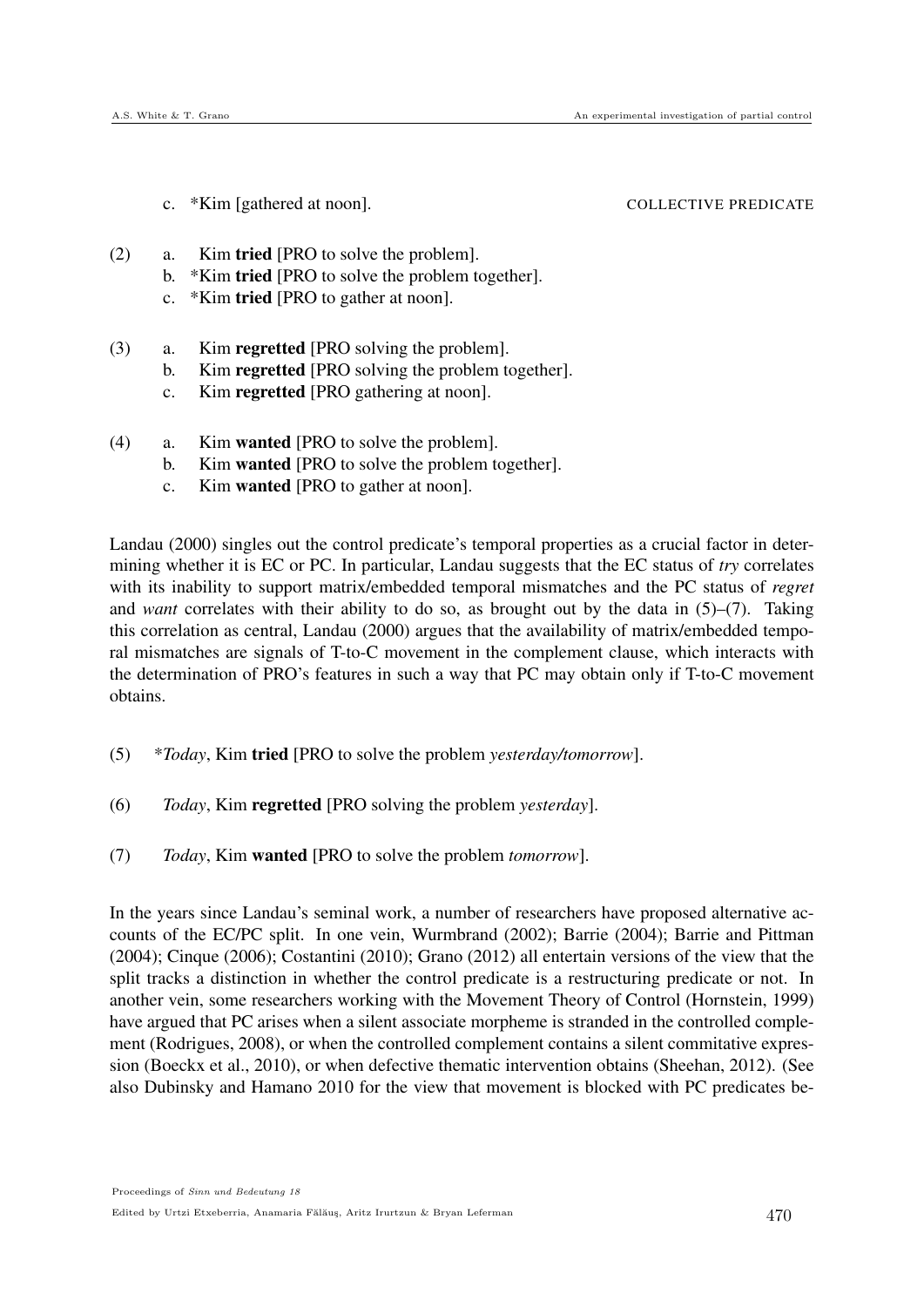c. *Kim [gathered at noon]. COLLECTIVE PREDICATE

(2) a. Kim **tried** [PRO to solve the problem].
  b. *Kim **tried** [PRO to solve the problem together].
  c. *Kim **tried** [PRO to gather at noon].

(3) a. Kim **regretted** [PRO solving the problem].
  b. Kim **regretted** [PRO solving the problem together].
  c. Kim **regretted** [PRO gathering at noon].

(4) a. Kim **wanted** [PRO to solve the problem].
  b. Kim **wanted** [PRO to solve the problem together].
  c. Kim **wanted** [PRO to gather at noon].

Landau (2000) singles out the control predicate's temporal properties as a crucial factor in determining whether it is EC or PC. In particular, Landau suggests that the EC status of *try* correlates with its inability to support matrix/embedded temporal mismatches and the PC status of *regret* and *want* correlates with their ability to do so, as brought out by the data in (5)–(7). Taking this correlation as central, Landau (2000) argues that the availability of matrix/embedded temporal mismatches are signals of T-to-C movement in the complement clause, which interacts with the determination of PRO's features in such a way that PC may obtain only if T-to-C movement obtains.

(5) \**Today*, Kim **tried** [PRO to solve the problem *yesterday/tomorrow*].

(6) *Today*, Kim **regretted** [PRO solving the problem *yesterday*].

(7) *Today*, Kim **wanted** [PRO to solve the problem *tomorrow*].

In the years since Landau's seminal work, a number of researchers have proposed alternative accounts of the EC/PC split. In one vein, Wurmbrand (2002); Barrie (2004); Barrie and Pittman (2004); Cinque (2006); Costantini (2010); Grano (2012) all entertain versions of the view that the split tracks a distinction in whether the control predicate is a restructuring predicate or not. In another vein, some researchers working with the Movement Theory of Control (Hornstein, 1999) have argued that PC arises when a silent associate morpheme is stranded in the controlled complement (Rodrigues, 2008), or when the controlled complement contains a silent commitative expression (Boeckx et al., 2010), or when defective thematic intervention obtains (Sheehan, 2012). (See also Dubinsky and Hamano 2010 for the view that movement is blocked with PC predicates be-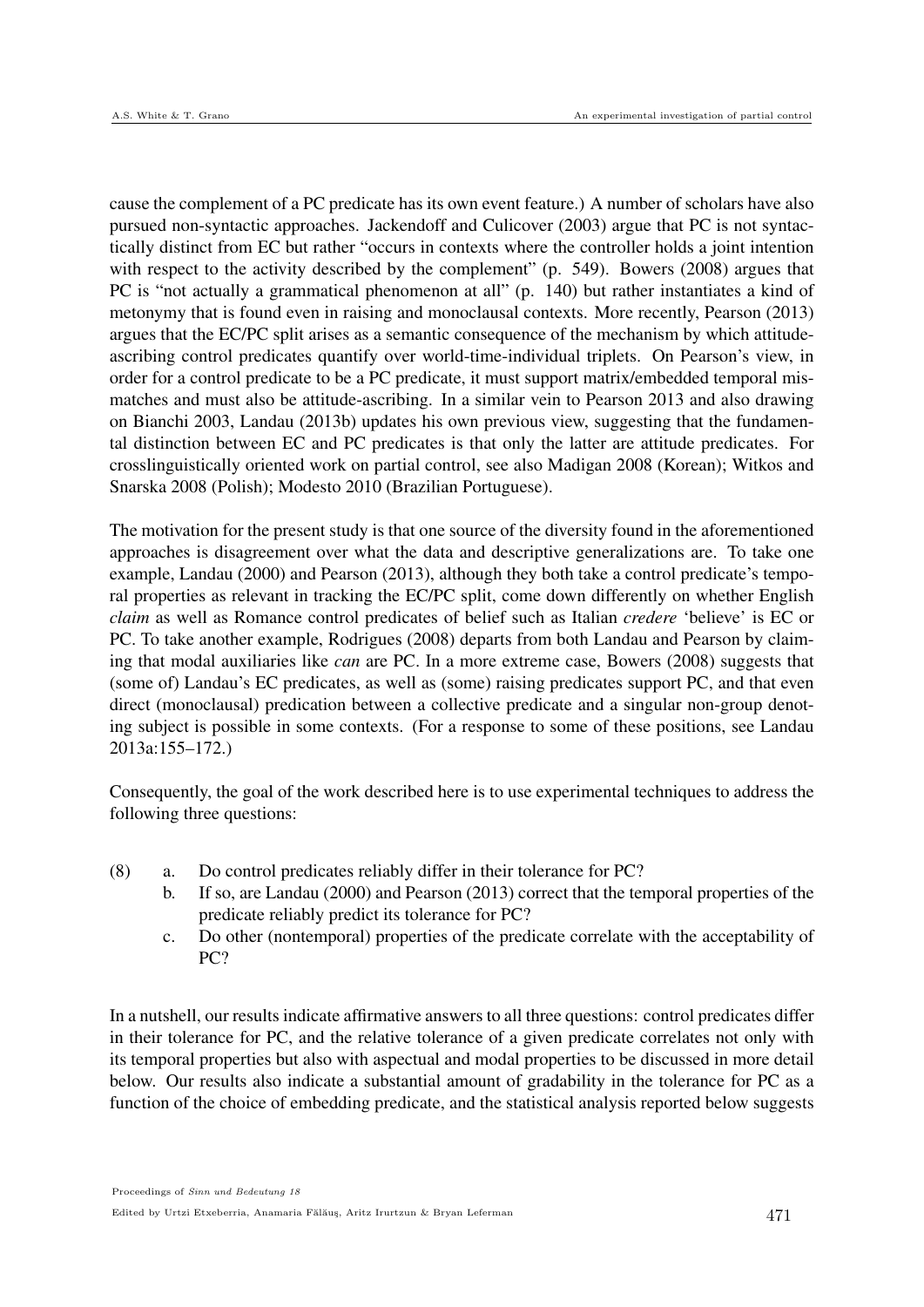cause the complement of a PC predicate has its own event feature.) A number of scholars have also pursued non-syntactic approaches. Jackendoff and Culicover (2003) argue that PC is not syntactically distinct from EC but rather "occurs in contexts where the controller holds a joint intention with respect to the activity described by the complement" (p. 549). Bowers (2008) argues that PC is "not actually a grammatical phenomenon at all" (p. 140) but rather instantiates a kind of metonymy that is found even in raising and monoclausal contexts. More recently, Pearson (2013) argues that the EC/PC split arises as a semantic consequence of the mechanism by which attitude-ascribing control predicates quantify over world-time-individual triplets. On Pearson's view, in order for a control predicate to be a PC predicate, it must support matrix/embedded temporal mismatches and must also be attitude-ascribing. In a similar vein to Pearson 2013 and also drawing on Bianchi 2003, Landau (2013b) updates his own previous view, suggesting that the fundamental distinction between EC and PC predicates is that only the latter are attitude predicates. For crosslinguistically oriented work on partial control, see also Madigan 2008 (Korean); Witkos and Snarska 2008 (Polish); Modesto 2010 (Brazilian Portuguese).

The motivation for the present study is that one source of the diversity found in the aforementioned approaches is disagreement over what the data and descriptive generalizations are. To take one example, Landau (2000) and Pearson (2013), although they both take a control predicate's temporal properties as relevant in tracking the EC/PC split, come down differently on whether English *claim* as well as Romance control predicates of belief such as Italian *credere* 'believe' is EC or PC. To take another example, Rodrigues (2008) departs from both Landau and Pearson by claiming that modal auxiliaries like *can* are PC. In a more extreme case, Bowers (2008) suggests that (some of) Landau's EC predicates, as well as (some) raising predicates support PC, and that even direct (monoclausal) predication between a collective predicate and a singular non-group denoting subject is possible in some contexts. (For a response to some of these positions, see Landau 2013a:155–172.)

Consequently, the goal of the work described here is to use experimental techniques to address the following three questions:

(8)
  a. Do control predicates reliably differ in their tolerance for PC?
  b. If so, are Landau (2000) and Pearson (2013) correct that the temporal properties of the predicate reliably predict its tolerance for PC?
  c. Do other (nontemporal) properties of the predicate correlate with the acceptability of PC?

In a nutshell, our results indicate affirmative answers to all three questions: control predicates differ in their tolerance for PC, and the relative tolerance of a given predicate correlates not only with its temporal properties but also with aspectual and modal properties to be discussed in more detail below. Our results also indicate a substantial amount of gradability in the tolerance for PC as a function of the choice of embedding predicate, and the statistical analysis reported below suggests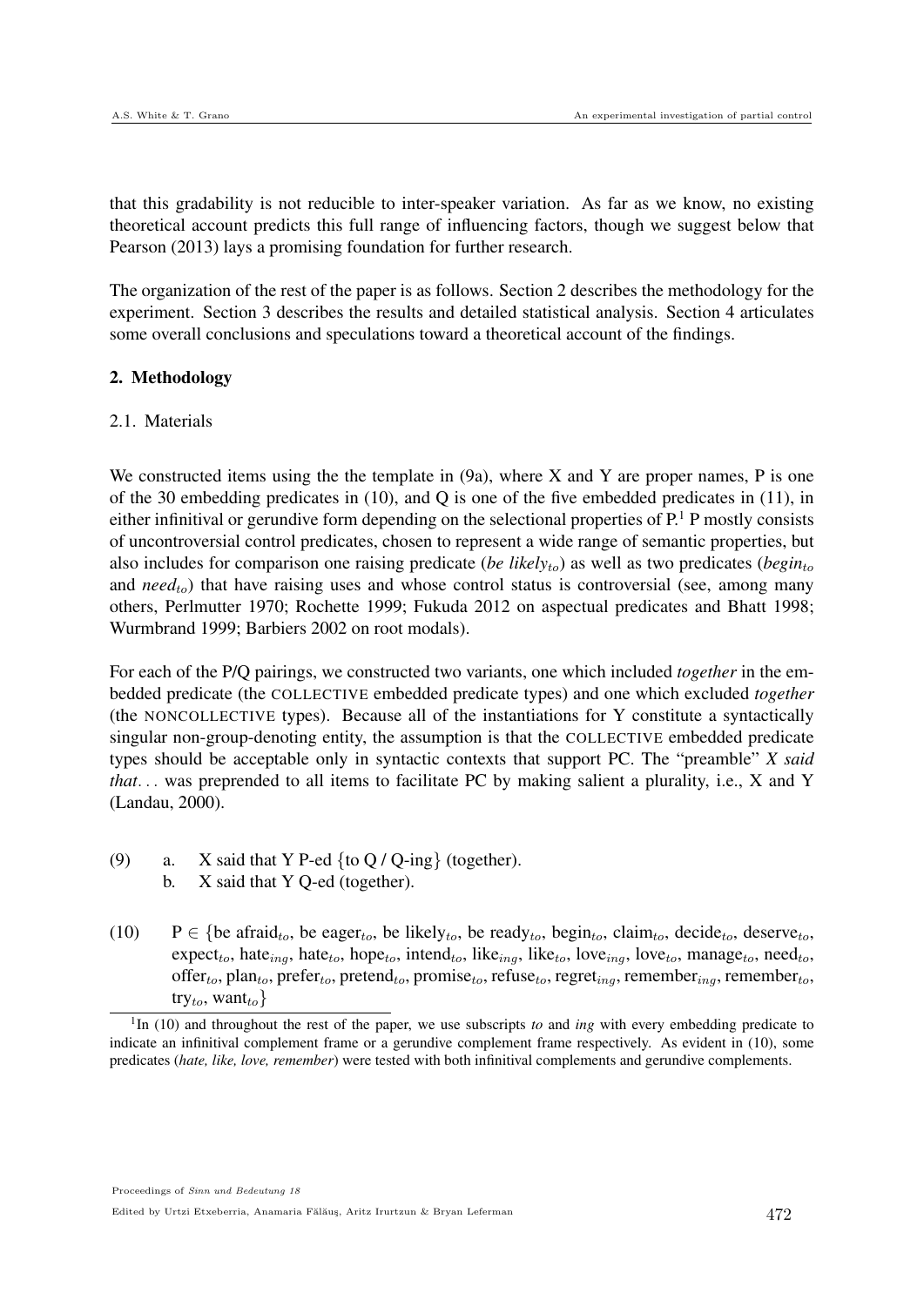that this gradability is not reducible to inter-speaker variation. As far as we know, no existing theoretical account predicts this full range of influencing factors, though we suggest below that Pearson (2013) lays a promising foundation for further research.

The organization of the rest of the paper is as follows. Section 2 describes the methodology for the experiment. Section 3 describes the results and detailed statistical analysis. Section 4 articulates some overall conclusions and speculations toward a theoretical account of the findings.

## 2. Methodology

### 2.1. Materials

We constructed items using the the template in (9a), where X and Y are proper names, P is one of the 30 embedding predicates in (10), and Q is one of the five embedded predicates in (11), in either infinitival or gerundive form depending on the selectional properties of P.[1] P mostly consists of uncontroversial control predicates, chosen to represent a wide range of semantic properties, but also includes for comparison one raising predicate (*be likely*$_{to}$) as well as two predicates (*begin*$_{to}$ and *need*$_{to}$) that have raising uses and whose control status is controversial (see, among many others, Perlmutter 1970; Rochette 1999; Fukuda 2012 on aspectual predicates and Bhatt 1998; Wurmbrand 1999; Barbiers 2002 on root modals).

For each of the P/Q pairings, we constructed two variants, one which included *together* in the embedded predicate (the COLLECTIVE embedded predicate types) and one which excluded *together* (the NONCOLLECTIVE types). Because all of the instantiations for Y constitute a syntactically singular non-group-denoting entity, the assumption is that the COLLECTIVE embedded predicate types should be acceptable only in syntactic contexts that support PC. The "preamble" *X said that...* was preprended to all items to facilitate PC by making salient a plurality, i.e., X and Y (Landau, 2000).

(9) a. X said that Y P-ed {to Q / Q-ing} (together).
  b. X said that Y Q-ed (together).

(10) P ∈ {be afraid$_{to}$, be eager$_{to}$, be likely$_{to}$, be ready$_{to}$, begin$_{to}$, claim$_{to}$, decide$_{to}$, deserve$_{to}$, expect$_{to}$, hate$_{ing}$, hate$_{to}$, hope$_{to}$, intend$_{to}$, like$_{ing}$, like$_{to}$, love$_{ing}$, love$_{to}$, manage$_{to}$, need$_{to}$, offer$_{to}$, plan$_{to}$, prefer$_{to}$, pretend$_{to}$, promise$_{to}$, refuse$_{to}$, regret$_{ing}$, remember$_{ing}$, remember$_{to}$, try$_{to}$, want$_{to}$}

[1] In (10) and throughout the rest of the paper, we use subscripts *to* and *ing* with every embedding predicate to indicate an infinitival complement frame or a gerundive complement frame respectively. As evident in (10), some predicates (*hate, like, love, remember*) were tested with both infinitival complements and gerundive complements.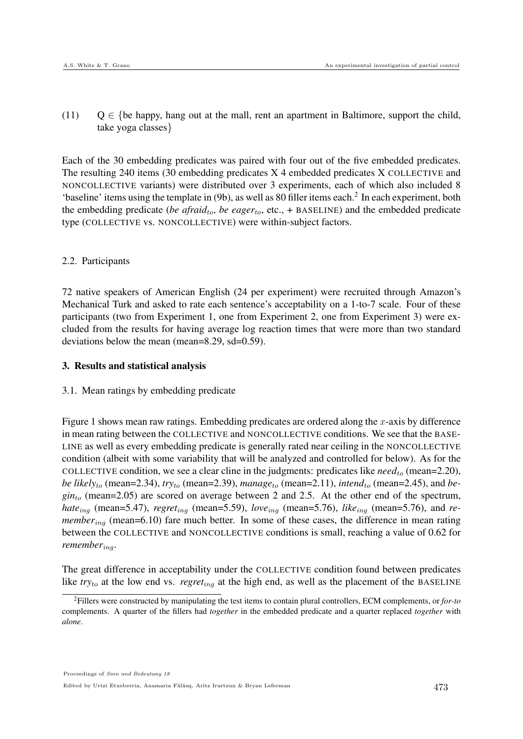(11) Q ∈ {be happy, hang out at the mall, rent an apartment in Baltimore, support the child, take yoga classes}

Each of the 30 embedding predicates was paired with four out of the five embedded predicates. The resulting 240 items (30 embedding predicates X 4 embedded predicates X COLLECTIVE and NONCOLLECTIVE variants) were distributed over 3 experiments, each of which also included 8 'baseline' items using the template in (9b), as well as 80 filler items each.[2] In each experiment, both the embedding predicate (*be afraid*$_{to}$, *be eager*$_{to}$, etc., + BASELINE) and the embedded predicate type (COLLECTIVE vs. NONCOLLECTIVE) were within-subject factors.

### 2.2. Participants

72 native speakers of American English (24 per experiment) were recruited through Amazon's Mechanical Turk and asked to rate each sentence's acceptability on a 1-to-7 scale. Four of these participants (two from Experiment 1, one from Experiment 2, one from Experiment 3) were excluded from the results for having average log reaction times that were more than two standard deviations below the mean (mean=8.29, sd=0.59).

## 3. Results and statistical analysis

### 3.1. Mean ratings by embedding predicate

Figure 1 shows mean raw ratings. Embedding predicates are ordered along the $x$-axis by difference in mean rating between the COLLECTIVE and NONCOLLECTIVE conditions. We see that the BASELINE as well as every embedding predicate is generally rated near ceiling in the NONCOLLECTIVE condition (albeit with some variability that will be analyzed and controlled for below). As for the COLLECTIVE condition, we see a clear cline in the judgments: predicates like *need*$_{to}$ (mean=2.20), *be likely*$_{to}$ (mean=2.34), *try*$_{to}$ (mean=2.39), *manage*$_{to}$ (mean=2.11), *intend*$_{to}$ (mean=2.45), and *begin*$_{to}$ (mean=2.05) are scored on average between 2 and 2.5. At the other end of the spectrum, *hate*$_{ing}$ (mean=5.47), *regret*$_{ing}$ (mean=5.59), *love*$_{ing}$ (mean=5.76), *like*$_{ing}$ (mean=5.76), and *remember*$_{ing}$ (mean=6.10) fare much better. In some of these cases, the difference in mean rating between the COLLECTIVE and NONCOLLECTIVE conditions is small, reaching a value of 0.62 for *remember*$_{ing}$.

The great difference in acceptability under the COLLECTIVE condition found between predicates like *try*$_{to}$ at the low end vs. *regret*$_{ing}$ at the high end, as well as the placement of the BASELINE

[2] Fillers were constructed by manipulating the test items to contain plural controllers, ECM complements, or *for-to* complements. A quarter of the fillers had *together* in the embedded predicate and a quarter replaced *together* with *alone*.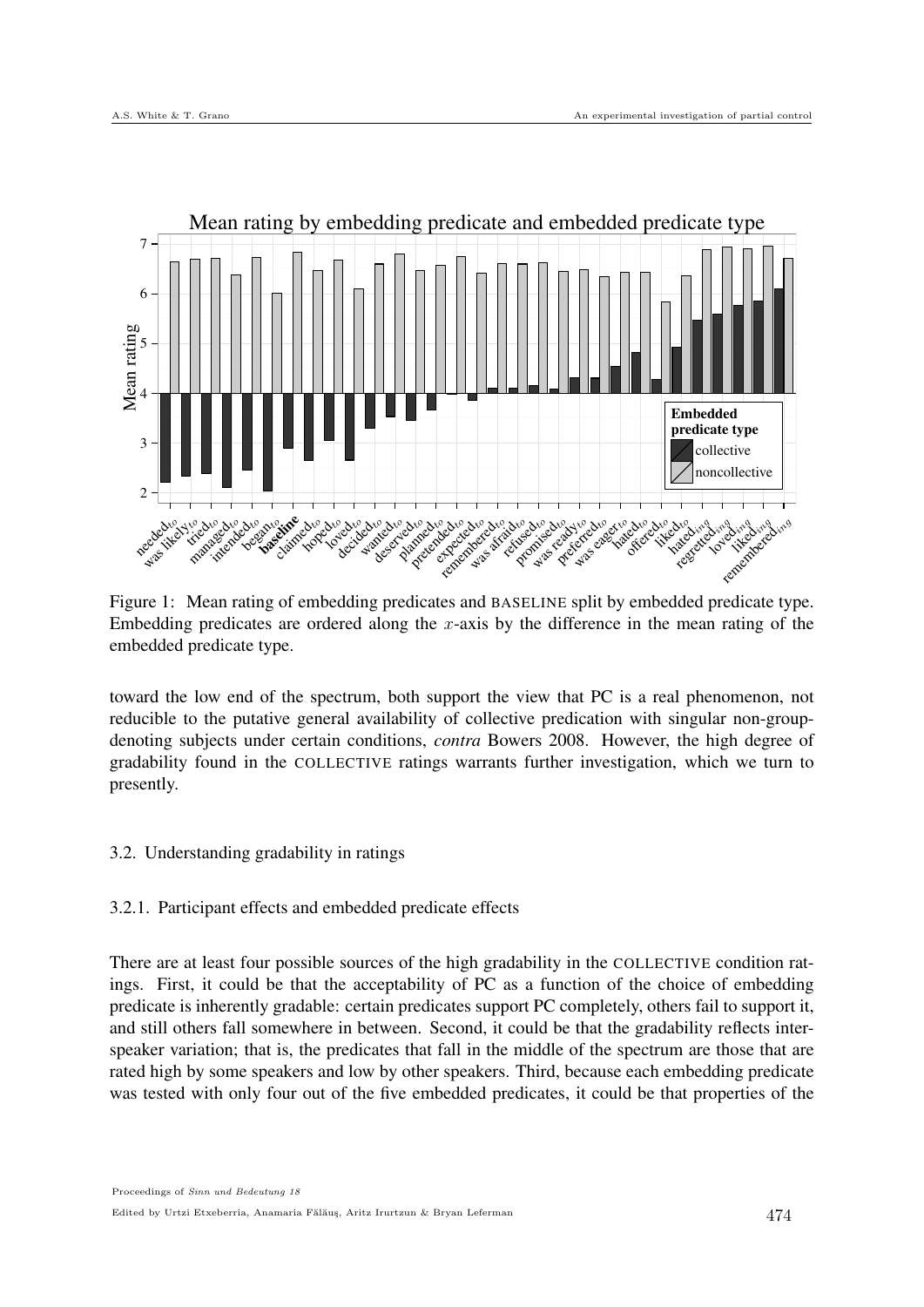Figure 1: Mean rating of embedding predicates and BASELINE split by embedded predicate type. Embedding predicates are ordered along the $x$-axis by the difference in the mean rating of the embedded predicate type.

toward the low end of the spectrum, both support the view that PC is a real phenomenon, not reducible to the putative general availability of collective predication with singular non-group-denoting subjects under certain conditions, *contra* Bowers 2008. However, the high degree of gradability found in the COLLECTIVE ratings warrants further investigation, which we turn to presently.

## 3.2. Understanding gradability in ratings

### 3.2.1. Participant effects and embedded predicate effects

There are at least four possible sources of the high gradability in the COLLECTIVE condition ratings. First, it could be that the acceptability of PC as a function of the choice of embedding predicate is inherently gradable: certain predicates support PC completely, others fail to support it, and still others fall somewhere in between. Second, it could be that the gradability reflects inter-speaker variation; that is, the predicates that fall in the middle of the spectrum are those that are rated high by some speakers and low by other speakers. Third, because each embedding predicate was tested with only four out of the five embedded predicates, it could be that properties of the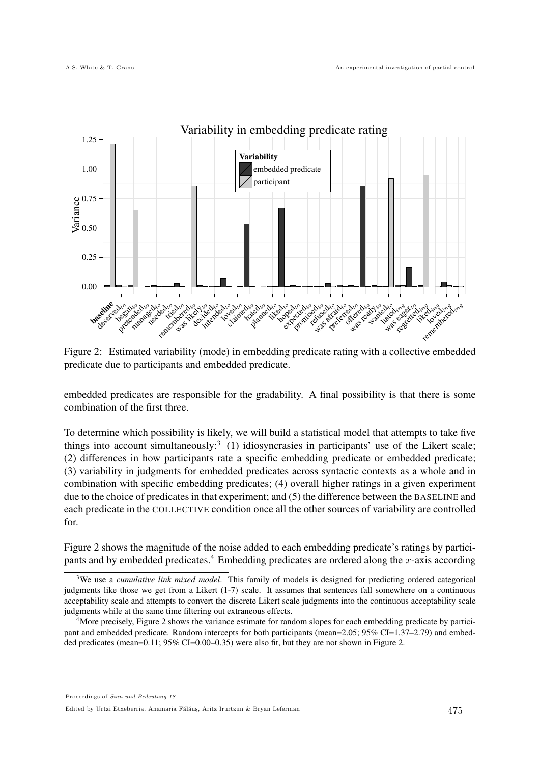Figure 2: Estimated variability (mode) in embedding predicate rating with a collective embedded predicate due to participants and embedded predicate.

embedded predicates are responsible for the gradability. A final possibility is that there is some combination of the first three.

To determine which possibility is likely, we will build a statistical model that attempts to take five things into account simultaneously:[3] (1) idiosyncrasies in participants' use of the Likert scale; (2) differences in how participants rate a specific embedding predicate or embedded predicate; (3) variability in judgments for embedded predicates across syntactic contexts as a whole and in combination with specific embedding predicates; (4) overall higher ratings in a given experiment due to the choice of predicates in that experiment; and (5) the difference between the BASELINE and each predicate in the COLLECTIVE condition once all the other sources of variability are controlled for.

Figure 2 shows the magnitude of the noise added to each embedding predicate's ratings by participants and by embedded predicates.[4] Embedding predicates are ordered along the $x$-axis according

[3] We use a *cumulative link mixed model*. This family of models is designed for predicting ordered categorical judgments like those we get from a Likert (1-7) scale. It assumes that sentences fall somewhere on a continuous acceptability scale and attempts to convert the discrete Likert scale judgments into the continuous acceptability scale judgments while at the same time filtering out extraneous effects.

[4] More precisely, Figure 2 shows the variance estimate for random slopes for each embedding predicate by participant and embedded predicate. Random intercepts for both participants (mean=2.05; 95% CI=1.37–2.79) and embedded predicates (mean=0.11; 95% CI=0.00–0.35) were also fit, but they are not shown in Figure 2.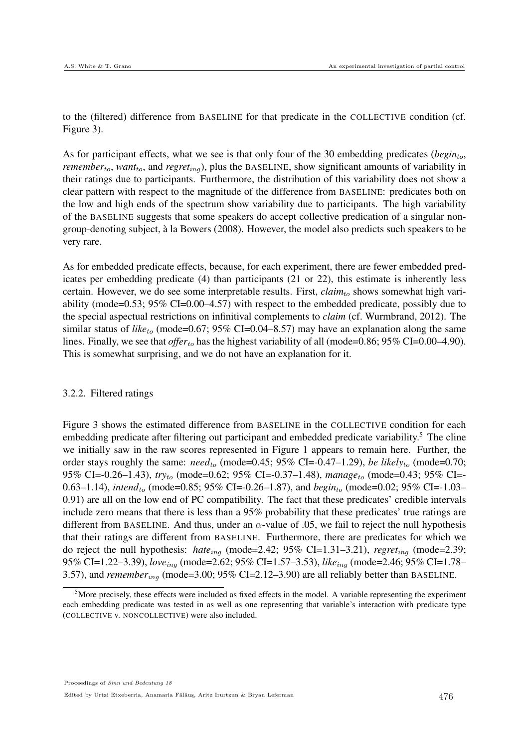to the (filtered) difference from BASELINE for that predicate in the COLLECTIVE condition (cf. Figure 3).

As for participant effects, what we see is that only four of the 30 embedding predicates (*begin*$_{to}$, *remember*$_{to}$, *want*$_{to}$, and *regret*$_{ing}$), plus the BASELINE, show significant amounts of variability in their ratings due to participants. Furthermore, the distribution of this variability does not show a clear pattern with respect to the magnitude of the difference from BASELINE: predicates both on the low and high ends of the spectrum show variability due to participants. The high variability of the BASELINE suggests that some speakers do accept collective predication of a singular non-group-denoting subject, à la Bowers (2008). However, the model also predicts such speakers to be very rare.

As for embedded predicate effects, because, for each experiment, there are fewer embedded predicates per embedding predicate (4) than participants (21 or 22), this estimate is inherently less certain. However, we do see some interpretable results. First, *claim*$_{to}$ shows somewhat high variability (mode=0.53; 95% CI=0.00–4.57) with respect to the embedded predicate, possibly due to the special aspectual restrictions on infinitival complements to *claim* (cf. Wurmbrand, 2012). The similar status of *like*$_{to}$ (mode=0.67; 95% CI=0.04–8.57) may have an explanation along the same lines. Finally, we see that *offer*$_{to}$ has the highest variability of all (mode=0.86; 95% CI=0.00–4.90). This is somewhat surprising, and we do not have an explanation for it.

### 3.2.2. Filtered ratings

Figure 3 shows the estimated difference from BASELINE in the COLLECTIVE condition for each embedding predicate after filtering out participant and embedded predicate variability.[5] The cline we initially saw in the raw scores represented in Figure 1 appears to remain here. Further, the order stays roughly the same: *need*$_{to}$ (mode=0.45; 95% CI=-0.47–1.29), *be likely*$_{to}$ (mode=0.70; 95% CI=-0.26–1.43), *try*$_{to}$ (mode=0.62; 95% CI=-0.37–1.48), *manage*$_{to}$ (mode=0.43; 95% CI=-0.63–1.14), *intend*$_{to}$ (mode=0.85; 95% CI=-0.26–1.87), and *begin*$_{to}$ (mode=0.02; 95% CI=-1.03–0.91) are all on the low end of PC compatibility. The fact that these predicates' credible intervals include zero means that there is less than a 95% probability that these predicates' true ratings are different from BASELINE. And thus, under an $\alpha$-value of .05, we fail to reject the null hypothesis that their ratings are different from BASELINE. Furthermore, there are predicates for which we do reject the null hypothesis: *hate*$_{ing}$ (mode=2.42; 95% CI=1.31–3.21), *regret*$_{ing}$ (mode=2.39; 95% CI=1.22–3.39), *love*$_{ing}$ (mode=2.62; 95% CI=1.57–3.53), *like*$_{ing}$ (mode=2.46; 95% CI=1.78–3.57), and *remember*$_{ing}$ (mode=3.00; 95% CI=2.12–3.90) are all reliably better than BASELINE.

[5] More precisely, these effects were included as fixed effects in the model. A variable representing the experiment each embedding predicate was tested in as well as one representing that variable's interaction with predicate type (COLLECTIVE v. NONCOLLECTIVE) were also included.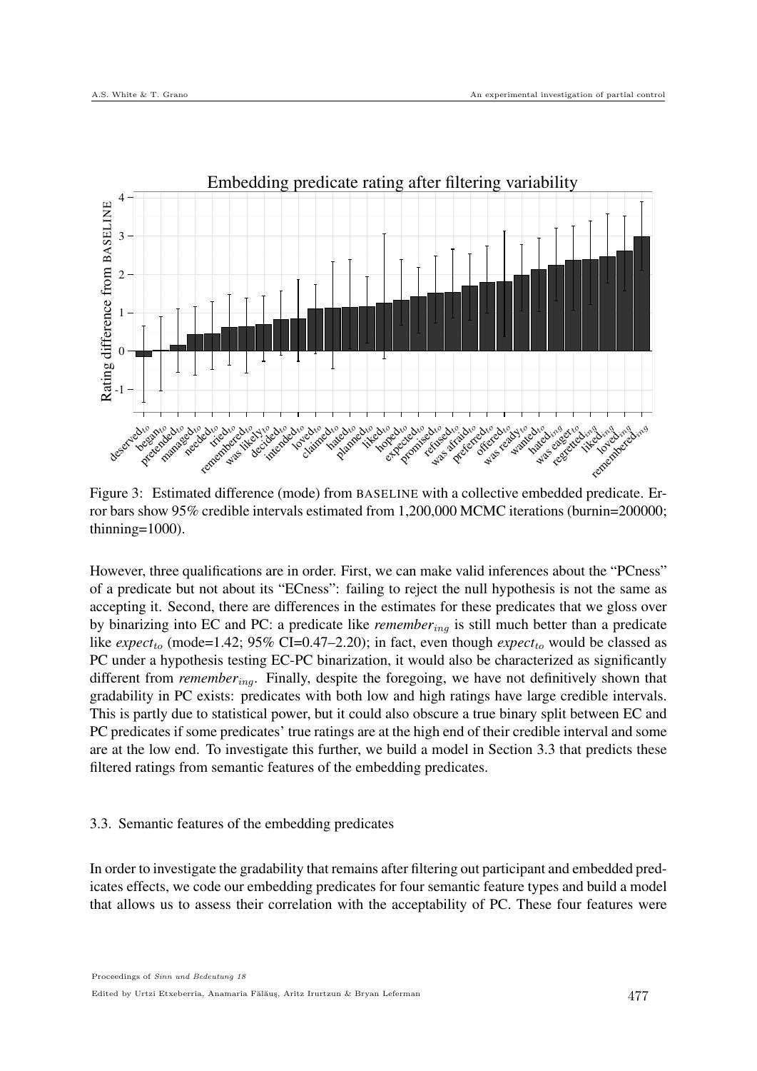Figure 3: Estimated difference (mode) from BASELINE with a collective embedded predicate. Error bars show 95% credible intervals estimated from 1,200,000 MCMC iterations (burnin=200000; thinning=1000).

However, three qualifications are in order. First, we can make valid inferences about the "PCness" of a predicate but not about its "ECness": failing to reject the null hypothesis is not the same as accepting it. Second, there are differences in the estimates for these predicates that we gloss over by binarizing into EC and PC: a predicate like *remember*$_{ing}$ is still much better than a predicate like *expect*$_{to}$ (mode=1.42; 95% CI=0.47–2.20); in fact, even though *expect*$_{to}$ would be classed as PC under a hypothesis testing EC-PC binarization, it would also be characterized as significantly different from *remember*$_{ing}$. Finally, despite the foregoing, we have not definitively shown that gradability in PC exists: predicates with both low and high ratings have large credible intervals. This is partly due to statistical power, but it could also obscure a true binary split between EC and PC predicates if some predicates' true ratings are at the high end of their credible interval and some are at the low end. To investigate this further, we build a model in Section 3.3 that predicts these filtered ratings from semantic features of the embedding predicates.

### 3.3. Semantic features of the embedding predicates

In order to investigate the gradability that remains after filtering out participant and embedded predicates effects, we code our embedding predicates for four semantic feature types and build a model that allows us to assess their correlation with the acceptability of PC. These four features were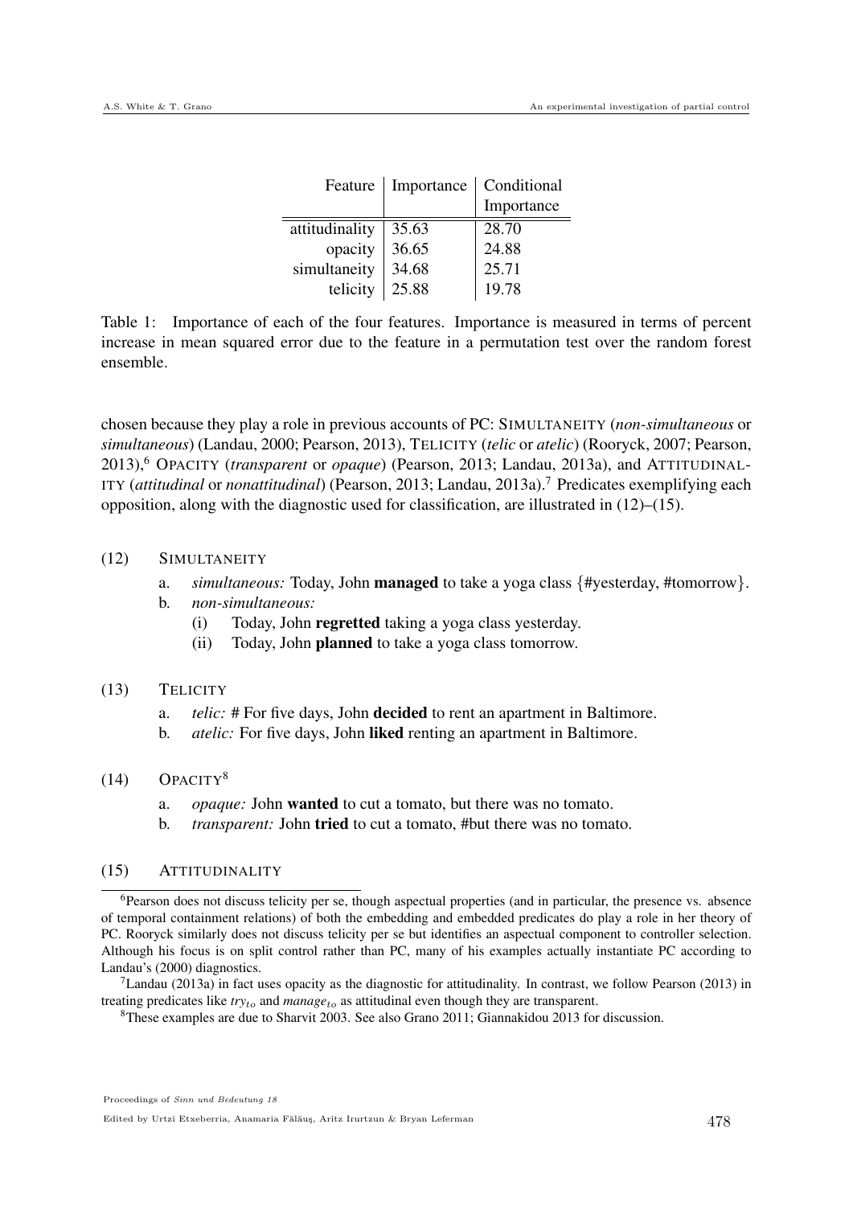| Feature | Importance | Conditional Importance |
|---|---|---|
| attitudinality | 35.63 | 28.70 |
| opacity | 36.65 | 24.88 |
| simultaneity | 34.68 | 25.71 |
| telicity | 25.88 | 19.78 |

Table 1: Importance of each of the four features. Importance is measured in terms of percent increase in mean squared error due to the feature in a permutation test over the random forest ensemble.

chosen because they play a role in previous accounts of PC: SIMULTANEITY (*non-simultaneous* or *simultaneous*) (Landau, 2000; Pearson, 2013), TELICITY (*telic* or *atelic*) (Rooryck, 2007; Pearson, 2013),[6] OPACITY (*transparent* or *opaque*) (Pearson, 2013; Landau, 2013a), and ATTITUDINALITY (*attitudinal* or *nonattitudinal*) (Pearson, 2013; Landau, 2013a).[7] Predicates exemplifying each opposition, along with the diagnostic used for classification, are illustrated in (12)–(15).

(12) SIMULTANEITY

a. *simultaneous:* Today, John **managed** to take a yoga class {#yesterday, #tomorrow}.

b. *non-simultaneous:*

(i) Today, John **regretted** taking a yoga class yesterday.

(ii) Today, John **planned** to take a yoga class tomorrow.

(13) TELICITY

a. *telic:* # For five days, John **decided** to rent an apartment in Baltimore.

b. *atelic:* For five days, John **liked** renting an apartment in Baltimore.

(14) OPACITY[8]

a. *opaque:* John **wanted** to cut a tomato, but there was no tomato.

b. *transparent:* John **tried** to cut a tomato, #but there was no tomato.

(15) ATTITUDINALITY

---

[6]Pearson does not discuss telicity per se, though aspectual properties (and in particular, the presence vs. absence of temporal containment relations) of both the embedding and embedded predicates do play a role in her theory of PC. Rooryck similarly does not discuss telicity per se but identifies an aspectual component to controller selection. Although his focus is on split control rather than PC, many of his examples actually instantiate PC according to Landau's (2000) diagnostics.

[7]Landau (2013a) in fact uses opacity as the diagnostic for attitudinality. In contrast, we follow Pearson (2013) in treating predicates like $try_{to}$ and $manage_{to}$ as attitudinal even though they are transparent.

[8]These examples are due to Sharvit 2003. See also Grano 2011; Giannakidou 2013 for discussion.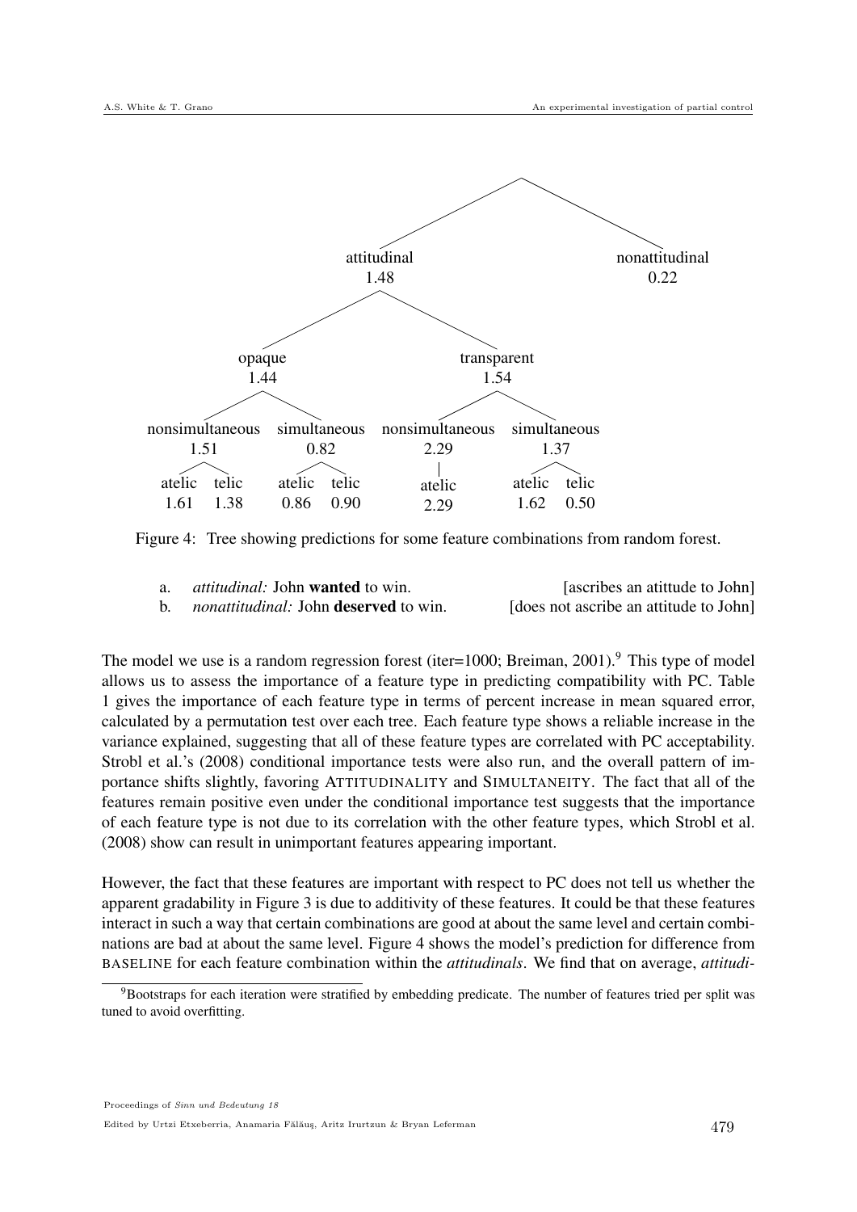- attitudinal 1.48
  - opaque 1.44
    - nonsimultaneous 1.51
      - atelic 1.61
      - telic 1.38
    - simultaneous 0.82
      - atelic 0.86
      - telic 0.90
  - transparent 1.54
    - nonsimultaneous 2.29
      - atelic 2.29
    - simultaneous 1.37
      - atelic 1.62
      - telic 0.50
- nonattitudinal 0.22

Figure 4: Tree showing predictions for some feature combinations from random forest.

a. *attitudinal:* John **wanted** to win. [ascribes an atittude to John]

b. *nonattitudinal:* John **deserved** to win. [does not ascribe an attitude to John]

The model we use is a random regression forest (iter=1000; Breiman, 2001).[9] This type of model allows us to assess the importance of a feature type in predicting compatibility with PC. Table 1 gives the importance of each feature type in terms of percent increase in mean squared error, calculated by a permutation test over each tree. Each feature type shows a reliable increase in the variance explained, suggesting that all of these feature types are correlated with PC acceptability. Strobl et al.'s (2008) conditional importance tests were also run, and the overall pattern of importance shifts slightly, favoring ATTITUDINALITY and SIMULTANEITY. The fact that all of the features remain positive even under the conditional importance test suggests that the importance of each feature type is not due to its correlation with the other feature types, which Strobl et al. (2008) show can result in unimportant features appearing important.

However, the fact that these features are important with respect to PC does not tell us whether the apparent gradability in Figure 3 is due to additivity of these features. It could be that these features interact in such a way that certain combinations are good at about the same level and certain combinations are bad at about the same level. Figure 4 shows the model's prediction for difference from BASELINE for each feature combination within the *attitudinals*. We find that on average, *attitudi-*

[9] Bootstraps for each iteration were stratified by embedding predicate. The number of features tried per split was tuned to avoid overfitting.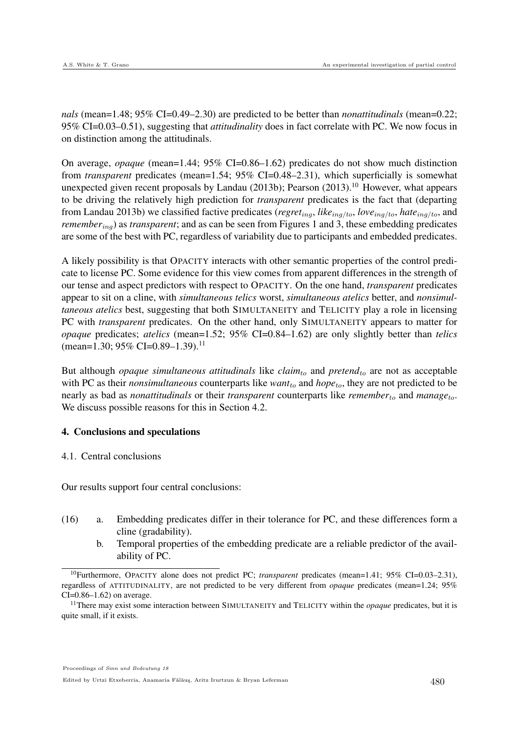*nals* (mean=1.48; 95% CI=0.49–2.30) are predicted to be better than *nonattitudinals* (mean=0.22; 95% CI=0.03–0.51), suggesting that *attitudinality* does in fact correlate with PC. We now focus in on distinction among the attitudinals.

On average, *opaque* (mean=1.44; 95% CI=0.86–1.62) predicates do not show much distinction from *transparent* predicates (mean=1.54; 95% CI=0.48–2.31), which superficially is somewhat unexpected given recent proposals by Landau (2013b); Pearson (2013).[10] However, what appears to be driving the relatively high prediction for *transparent* predicates is the fact that (departing from Landau 2013b) we classified factive predicates ($regret_{ing}$, $like_{ing/to}$, $love_{ing/to}$, $hate_{ing/to}$, and $remember_{ing}$) as *transparent*; and as can be seen from Figures 1 and 3, these embedding predicates are some of the best with PC, regardless of variability due to participants and embedded predicates.

A likely possibility is that OPACITY interacts with other semantic properties of the control predicate to license PC. Some evidence for this view comes from apparent differences in the strength of our tense and aspect predictors with respect to OPACITY. On the one hand, *transparent* predicates appear to sit on a cline, with *simultaneous telics* worst, *simultaneous atelics* better, and *nonsimultaneous atelics* best, suggesting that both SIMULTANEITY and TELICITY play a role in licensing PC with *transparent* predicates. On the other hand, only SIMULTANEITY appears to matter for *opaque* predicates; *atelics* (mean=1.52; 95% CI=0.84–1.62) are only slightly better than *telics* (mean=1.30; 95% CI=0.89–1.39).[11]

But although *opaque simultaneous attitudinals* like $claim_{to}$ and $pretend_{to}$ are not as acceptable with PC as their *nonsimultaneous* counterparts like $want_{to}$ and $hope_{to}$, they are not predicted to be nearly as bad as *nonattitudinals* or their *transparent* counterparts like $remember_{to}$ and $manage_{to}$. We discuss possible reasons for this in Section 4.2.

## 4. Conclusions and speculations

### 4.1. Central conclusions

Our results support four central conclusions:

(16) a. Embedding predicates differ in their tolerance for PC, and these differences form a cline (gradability).

b. Temporal properties of the embedding predicate are a reliable predictor of the availability of PC.

[10] Furthermore, OPACITY alone does not predict PC; *transparent* predicates (mean=1.41; 95% CI=0.03–2.31), regardless of ATTITUDINALITY, are not predicted to be very different from *opaque* predicates (mean=1.24; 95% CI=0.86–1.62) on average.

[11] There may exist some interaction between SIMULTANEITY and TELICITY within the *opaque* predicates, but it is quite small, if it exists.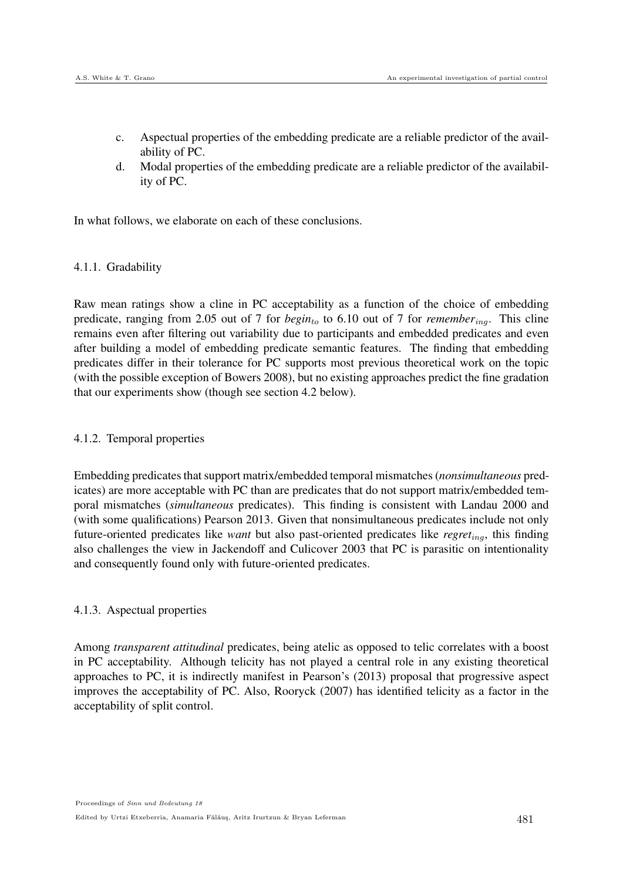c. Aspectual properties of the embedding predicate are a reliable predictor of the availability of PC.

d. Modal properties of the embedding predicate are a reliable predictor of the availability of PC.

In what follows, we elaborate on each of these conclusions.

#### 4.1.1. Gradability

Raw mean ratings show a cline in PC acceptability as a function of the choice of embedding predicate, ranging from 2.05 out of 7 for *begin*$_{to}$ to 6.10 out of 7 for *remember*$_{ing}$. This cline remains even after filtering out variability due to participants and embedded predicates and even after building a model of embedding predicate semantic features. The finding that embedding predicates differ in their tolerance for PC supports most previous theoretical work on the topic (with the possible exception of Bowers 2008), but no existing approaches predict the fine gradation that our experiments show (though see section 4.2 below).

#### 4.1.2. Temporal properties

Embedding predicates that support matrix/embedded temporal mismatches (***nonsimultaneous*** predicates) are more acceptable with PC than are predicates that do not support matrix/embedded temporal mismatches (***simultaneous*** predicates). This finding is consistent with Landau 2000 and (with some qualifications) Pearson 2013. Given that nonsimultaneous predicates include not only future-oriented predicates like *want* but also past-oriented predicates like *regret*$_{ing}$, this finding also challenges the view in Jackendoff and Culicover 2003 that PC is parasitic on intentionality and consequently found only with future-oriented predicates.

#### 4.1.3. Aspectual properties

Among *transparent attitudinal* predicates, being atelic as opposed to telic correlates with a boost in PC acceptability. Although telicity has not played a central role in any existing theoretical approaches to PC, it is indirectly manifest in Pearson's (2013) proposal that progressive aspect improves the acceptability of PC. Also, Rooryck (2007) has identified telicity as a factor in the acceptability of split control.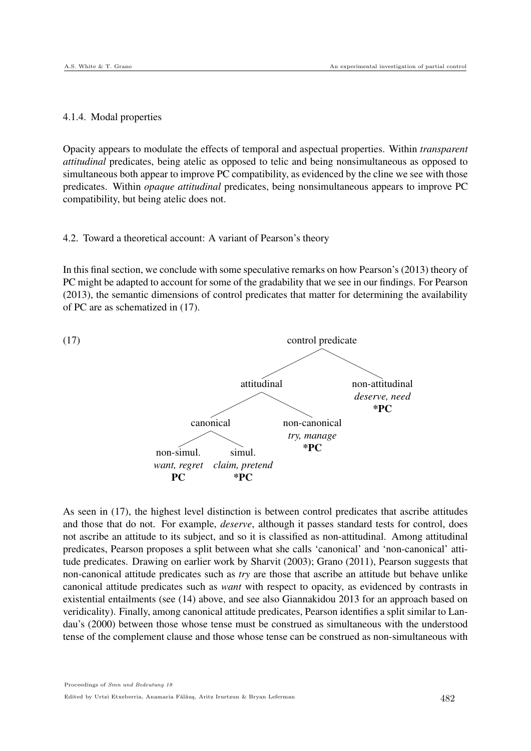#### 4.1.4. Modal properties

Opacity appears to modulate the effects of temporal and aspectual properties. Within *transparent attitudinal* predicates, being atelic as opposed to telic and being nonsimultaneous as opposed to simultaneous both appear to improve PC compatibility, as evidenced by the cline we see with those predicates. Within *opaque attitudinal* predicates, being nonsimultaneous appears to improve PC compatibility, but being atelic does not.

### 4.2. Toward a theoretical account: A variant of Pearson's theory

In this final section, we conclude with some speculative remarks on how Pearson's (2013) theory of PC might be adapted to account for some of the gradability that we see in our findings. For Pearson (2013), the semantic dimensions of control predicates that matter for determining the availability of PC are as schematized in (17).

(17)

```
control predicate
├── attitudinal
│   ├── canonical
│   │   ├── non-simul.  (want, regret)   PC
│   │   └── simul.      (claim, pretend) *PC
│   └── non-canonical   (try, manage)    *PC
└── non-attitudinal     (deserve, need)  *PC
```

As seen in (17), the highest level distinction is between control predicates that ascribe attitudes and those that do not. For example, *deserve*, although it passes standard tests for control, does not ascribe an attitude to its subject, and so it is classified as non-attitudinal. Among attitudinal predicates, Pearson proposes a split between what she calls 'canonical' and 'non-canonical' attitude predicates. Drawing on earlier work by Sharvit (2003); Grano (2011), Pearson suggests that non-canonical attitude predicates such as *try* are those that ascribe an attitude but behave unlike canonical attitude predicates such as *want* with respect to opacity, as evidenced by contrasts in existential entailments (see (14) above, and see also Giannakidou 2013 for an approach based on veridicality). Finally, among canonical attitude predicates, Pearson identifies a split similar to Landau's (2000) between those whose tense must be construed as simultaneous with the understood tense of the complement clause and those whose tense can be construed as non-simultaneous with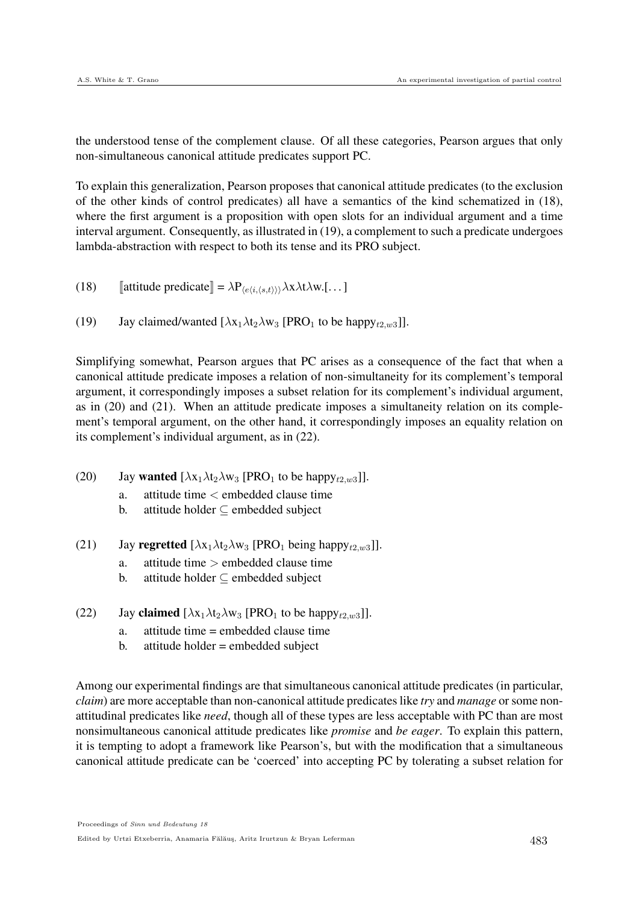the understood tense of the complement clause. Of all these categories, Pearson argues that only non-simultaneous canonical attitude predicates support PC.

To explain this generalization, Pearson proposes that canonical attitude predicates (to the exclusion of the other kinds of control predicates) all have a semantics of the kind schematized in (18), where the first argument is a proposition with open slots for an individual argument and a time interval argument. Consequently, as illustrated in (19), a complement to such a predicate undergoes lambda-abstraction with respect to both its tense and its PRO subject.

(18) $[\![\text{attitude predicate}]\!] = \lambda P_{\langle e\langle i,\langle s,t\rangle\rangle\rangle}\lambda x\lambda t\lambda w.[\ldots]$

(19) Jay claimed/wanted [$\lambda x_1 \lambda t_2 \lambda w_3$ [$PRO_1$ to be $happy_{t2,w3}$]].

Simplifying somewhat, Pearson argues that PC arises as a consequence of the fact that when a canonical attitude predicate imposes a relation of non-simultaneity for its complement's temporal argument, it correspondingly imposes a subset relation for its complement's individual argument, as in (20) and (21). When an attitude predicate imposes a simultaneity relation on its complement's temporal argument, on the other hand, it correspondingly imposes an equality relation on its complement's individual argument, as in (22).

(20) Jay **wanted** [$\lambda x_1 \lambda t_2 \lambda w_3$ [$PRO_1$ to be $happy_{t2,w3}$]].
   a. attitude time < embedded clause time
   b. attitude holder $\subseteq$ embedded subject

(21) Jay **regretted** [$\lambda x_1 \lambda t_2 \lambda w_3$ [$PRO_1$ being $happy_{t2,w3}$]].
   a. attitude time > embedded clause time
   b. attitude holder $\subseteq$ embedded subject

(22) Jay **claimed** [$\lambda x_1 \lambda t_2 \lambda w_3$ [$PRO_1$ to be $happy_{t2,w3}$]].
   a. attitude time = embedded clause time
   b. attitude holder = embedded subject

Among our experimental findings are that simultaneous canonical attitude predicates (in particular, *claim*) are more acceptable than non-canonical attitude predicates like *try* and *manage* or some non-attitudinal predicates like *need*, though all of these types are less acceptable with PC than are most nonsimultaneous canonical attitude predicates like *promise* and *be eager*. To explain this pattern, it is tempting to adopt a framework like Pearson's, but with the modification that a simultaneous canonical attitude predicate can be 'coerced' into accepting PC by tolerating a subset relation for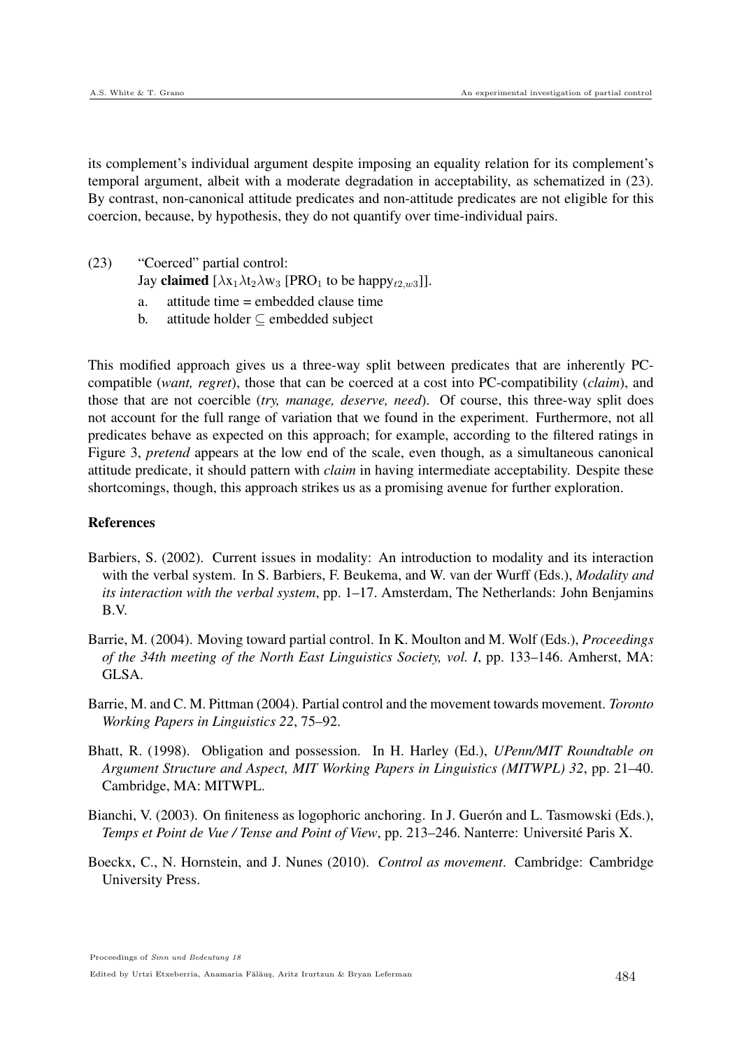its complement's individual argument despite imposing an equality relation for its complement's temporal argument, albeit with a moderate degradation in acceptability, as schematized in (23). By contrast, non-canonical attitude predicates and non-attitude predicates are not eligible for this coercion, because, by hypothesis, they do not quantify over time-individual pairs.

(23) "Coerced" partial control:
Jay **claimed** [$\lambda x_1 \lambda t_2 \lambda w_3$ [PRO$_1$ to be happy$_{t2,w3}$]].

a. attitude time = embedded clause time
b. attitude holder $\subseteq$ embedded subject

This modified approach gives us a three-way split between predicates that are inherently PC-compatible (*want, regret*), those that can be coerced at a cost into PC-compatibility (*claim*), and those that are not coercible (*try, manage, deserve, need*). Of course, this three-way split does not account for the full range of variation that we found in the experiment. Furthermore, not all predicates behave as expected on this approach; for example, according to the filtered ratings in Figure 3, *pretend* appears at the low end of the scale, even though, as a simultaneous canonical attitude predicate, it should pattern with *claim* in having intermediate acceptability. Despite these shortcomings, though, this approach strikes us as a promising avenue for further exploration.

## References

Barbiers, S. (2002). Current issues in modality: An introduction to modality and its interaction with the verbal system. In S. Barbiers, F. Beukema, and W. van der Wurff (Eds.), *Modality and its interaction with the verbal system*, pp. 1–17. Amsterdam, The Netherlands: John Benjamins B.V.

Barrie, M. (2004). Moving toward partial control. In K. Moulton and M. Wolf (Eds.), *Proceedings of the 34th meeting of the North East Linguistics Society, vol. I*, pp. 133–146. Amherst, MA: GLSA.

Barrie, M. and C. M. Pittman (2004). Partial control and the movement towards movement. *Toronto Working Papers in Linguistics 22*, 75–92.

Bhatt, R. (1998). Obligation and possession. In H. Harley (Ed.), *UPenn/MIT Roundtable on Argument Structure and Aspect, MIT Working Papers in Linguistics (MITWPL) 32*, pp. 21–40. Cambridge, MA: MITWPL.

Bianchi, V. (2003). On finiteness as logophoric anchoring. In J. Guerón and L. Tasmowski (Eds.), *Temps et Point de Vue / Tense and Point of View*, pp. 213–246. Nanterre: Université Paris X.

Boeckx, C., N. Hornstein, and J. Nunes (2010). *Control as movement*. Cambridge: Cambridge University Press.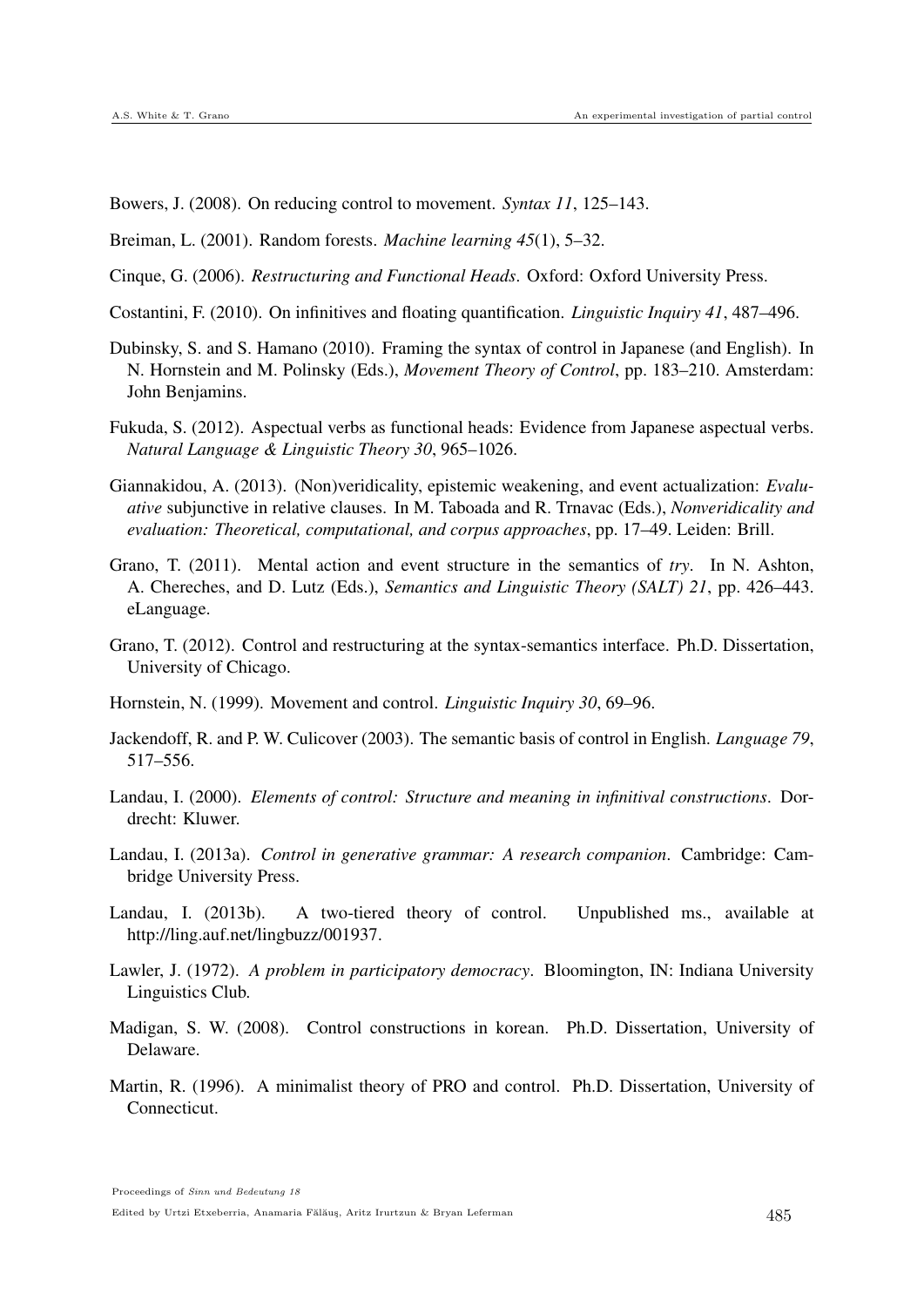Bowers, J. (2008). On reducing control to movement. *Syntax 11*, 125–143.

Breiman, L. (2001). Random forests. *Machine learning 45*(1), 5–32.

Cinque, G. (2006). *Restructuring and Functional Heads*. Oxford: Oxford University Press.

Costantini, F. (2010). On infinitives and floating quantification. *Linguistic Inquiry 41*, 487–496.

Dubinsky, S. and S. Hamano (2010). Framing the syntax of control in Japanese (and English). In N. Hornstein and M. Polinsky (Eds.), *Movement Theory of Control*, pp. 183–210. Amsterdam: John Benjamins.

Fukuda, S. (2012). Aspectual verbs as functional heads: Evidence from Japanese aspectual verbs. *Natural Language & Linguistic Theory 30*, 965–1026.

Giannakidou, A. (2013). (Non)veridicality, epistemic weakening, and event actualization: *Evaluative* subjunctive in relative clauses. In M. Taboada and R. Trnavac (Eds.), *Nonveridicality and evaluation: Theoretical, computational, and corpus approaches*, pp. 17–49. Leiden: Brill.

Grano, T. (2011). Mental action and event structure in the semantics of *try*. In N. Ashton, A. Chereches, and D. Lutz (Eds.), *Semantics and Linguistic Theory (SALT) 21*, pp. 426–443. eLanguage.

Grano, T. (2012). Control and restructuring at the syntax-semantics interface. Ph.D. Dissertation, University of Chicago.

Hornstein, N. (1999). Movement and control. *Linguistic Inquiry 30*, 69–96.

Jackendoff, R. and P. W. Culicover (2003). The semantic basis of control in English. *Language 79*, 517–556.

Landau, I. (2000). *Elements of control: Structure and meaning in infinitival constructions*. Dordrecht: Kluwer.

Landau, I. (2013a). *Control in generative grammar: A research companion*. Cambridge: Cambridge University Press.

Landau, I. (2013b). A two-tiered theory of control. Unpublished ms., available at http://ling.auf.net/lingbuzz/001937.

Lawler, J. (1972). *A problem in participatory democracy*. Bloomington, IN: Indiana University Linguistics Club.

Madigan, S. W. (2008). Control constructions in korean. Ph.D. Dissertation, University of Delaware.

Martin, R. (1996). A minimalist theory of PRO and control. Ph.D. Dissertation, University of Connecticut.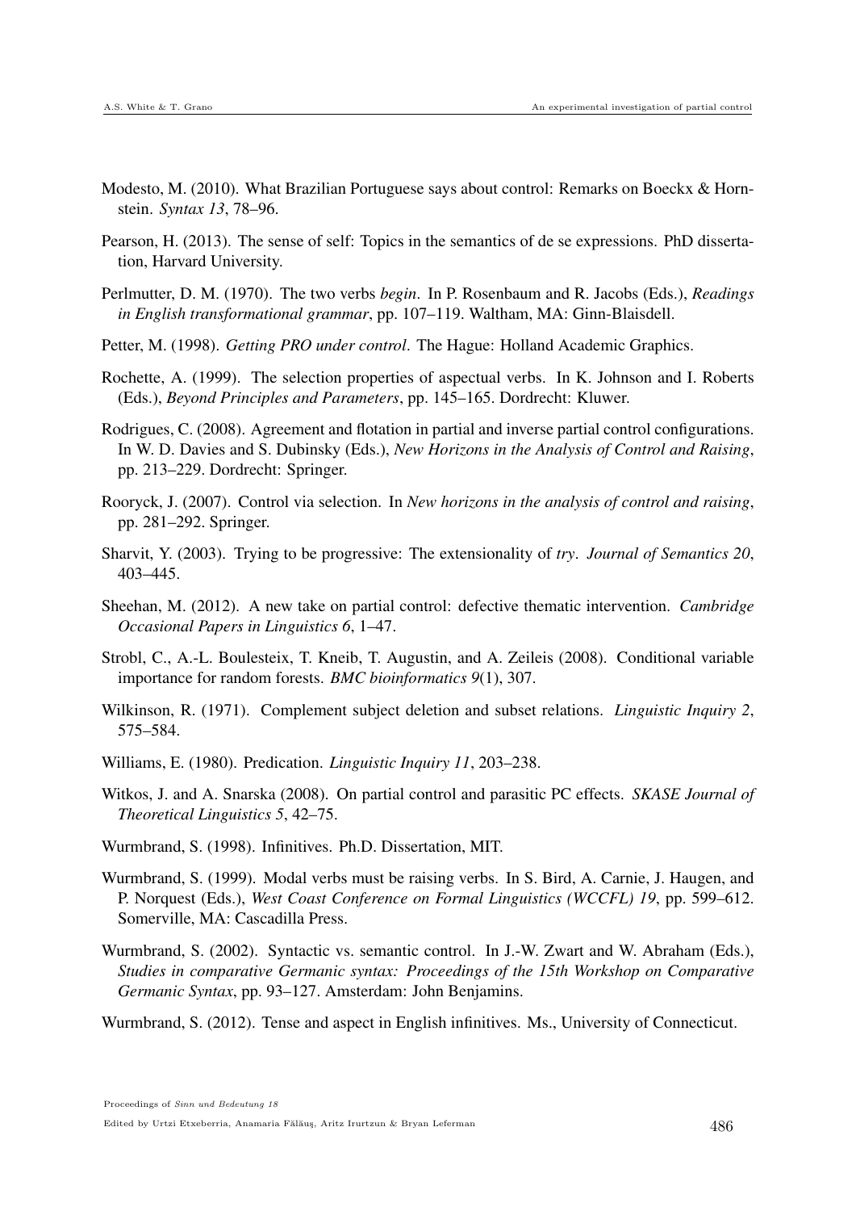Modesto, M. (2010). What Brazilian Portuguese says about control: Remarks on Boeckx & Hornstein. *Syntax 13*, 78–96.

Pearson, H. (2013). The sense of self: Topics in the semantics of de se expressions. PhD dissertation, Harvard University.

Perlmutter, D. M. (1970). The two verbs *begin*. In P. Rosenbaum and R. Jacobs (Eds.), *Readings in English transformational grammar*, pp. 107–119. Waltham, MA: Ginn-Blaisdell.

Petter, M. (1998). *Getting PRO under control*. The Hague: Holland Academic Graphics.

Rochette, A. (1999). The selection properties of aspectual verbs. In K. Johnson and I. Roberts (Eds.), *Beyond Principles and Parameters*, pp. 145–165. Dordrecht: Kluwer.

Rodrigues, C. (2008). Agreement and flotation in partial and inverse partial control configurations. In W. D. Davies and S. Dubinsky (Eds.), *New Horizons in the Analysis of Control and Raising*, pp. 213–229. Dordrecht: Springer.

Rooryck, J. (2007). Control via selection. In *New horizons in the analysis of control and raising*, pp. 281–292. Springer.

Sharvit, Y. (2003). Trying to be progressive: The extensionality of *try*. *Journal of Semantics 20*, 403–445.

Sheehan, M. (2012). A new take on partial control: defective thematic intervention. *Cambridge Occasional Papers in Linguistics 6*, 1–47.

Strobl, C., A.-L. Boulesteix, T. Kneib, T. Augustin, and A. Zeileis (2008). Conditional variable importance for random forests. *BMC bioinformatics 9*(1), 307.

Wilkinson, R. (1971). Complement subject deletion and subset relations. *Linguistic Inquiry 2*, 575–584.

Williams, E. (1980). Predication. *Linguistic Inquiry 11*, 203–238.

Witkos, J. and A. Snarska (2008). On partial control and parasitic PC effects. *SKASE Journal of Theoretical Linguistics 5*, 42–75.

Wurmbrand, S. (1998). Infinitives. Ph.D. Dissertation, MIT.

Wurmbrand, S. (1999). Modal verbs must be raising verbs. In S. Bird, A. Carnie, J. Haugen, and P. Norquest (Eds.), *West Coast Conference on Formal Linguistics (WCCFL) 19*, pp. 599–612. Somerville, MA: Cascadilla Press.

Wurmbrand, S. (2002). Syntactic vs. semantic control. In J.-W. Zwart and W. Abraham (Eds.), *Studies in comparative Germanic syntax: Proceedings of the 15th Workshop on Comparative Germanic Syntax*, pp. 93–127. Amsterdam: John Benjamins.

Wurmbrand, S. (2012). Tense and aspect in English infinitives. Ms., University of Connecticut.